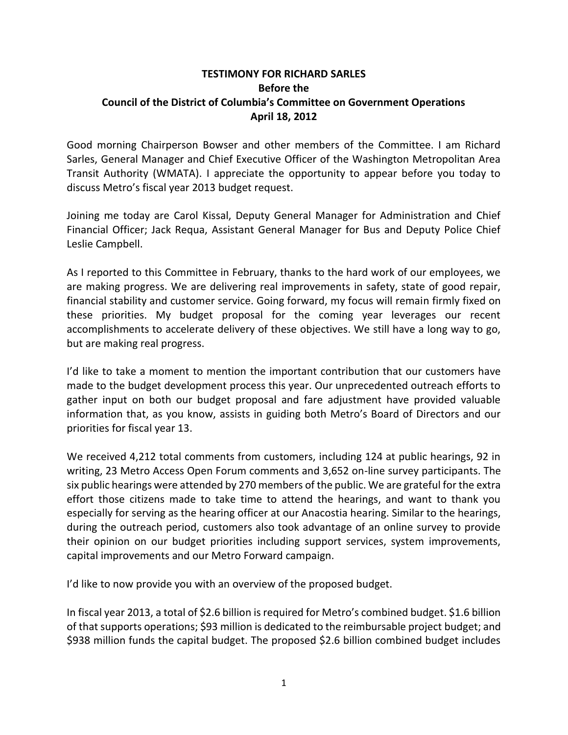**TESTIMONY FOR RICHARD SARLES**
**Before the**
**Council of the District of Columbia's Committee on Government Operations**
**April 18, 2012**

Good morning Chairperson Bowser and other members of the Committee. I am Richard Sarles, General Manager and Chief Executive Officer of the Washington Metropolitan Area Transit Authority (WMATA). I appreciate the opportunity to appear before you today to discuss Metro's fiscal year 2013 budget request.

Joining me today are Carol Kissal, Deputy General Manager for Administration and Chief Financial Officer; Jack Requa, Assistant General Manager for Bus and Deputy Police Chief Leslie Campbell.

As I reported to this Committee in February, thanks to the hard work of our employees, we are making progress. We are delivering real improvements in safety, state of good repair, financial stability and customer service. Going forward, my focus will remain firmly fixed on these priorities. My budget proposal for the coming year leverages our recent accomplishments to accelerate delivery of these objectives. We still have a long way to go, but are making real progress.

I'd like to take a moment to mention the important contribution that our customers have made to the budget development process this year. Our unprecedented outreach efforts to gather input on both our budget proposal and fare adjustment have provided valuable information that, as you know, assists in guiding both Metro's Board of Directors and our priorities for fiscal year 13.

We received 4,212 total comments from customers, including 124 at public hearings, 92 in writing, 23 Metro Access Open Forum comments and 3,652 on-line survey participants. The six public hearings were attended by 270 members of the public. We are grateful for the extra effort those citizens made to take time to attend the hearings, and want to thank you especially for serving as the hearing officer at our Anacostia hearing. Similar to the hearings, during the outreach period, customers also took advantage of an online survey to provide their opinion on our budget priorities including support services, system improvements, capital improvements and our Metro Forward campaign.

I'd like to now provide you with an overview of the proposed budget.

In fiscal year 2013, a total of $2.6 billion is required for Metro's combined budget. $1.6 billion of that supports operations; $93 million is dedicated to the reimbursable project budget; and $938 million funds the capital budget. The proposed $2.6 billion combined budget includes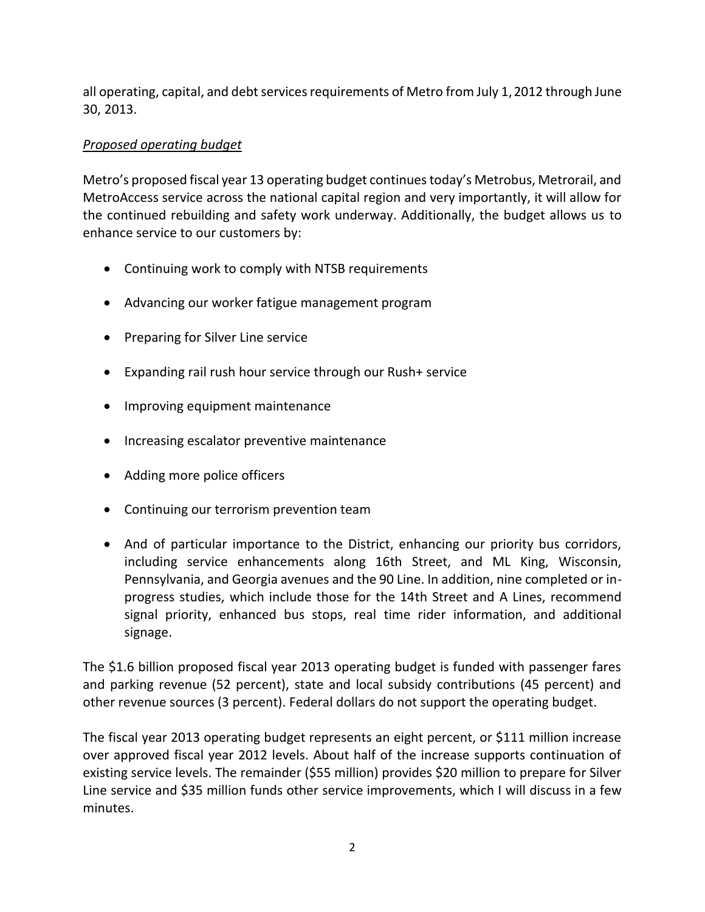all operating, capital, and debt services requirements of Metro from July 1, 2012 through June 30, 2013.

*Proposed operating budget*

Metro's proposed fiscal year 13 operating budget continues today's Metrobus, Metrorail, and MetroAccess service across the national capital region and very importantly, it will allow for the continued rebuilding and safety work underway. Additionally, the budget allows us to enhance service to our customers by:

- Continuing work to comply with NTSB requirements
- Advancing our worker fatigue management program
- Preparing for Silver Line service
- Expanding rail rush hour service through our Rush+ service
- Improving equipment maintenance
- Increasing escalator preventive maintenance
- Adding more police officers
- Continuing our terrorism prevention team
- And of particular importance to the District, enhancing our priority bus corridors, including service enhancements along 16th Street, and ML King, Wisconsin, Pennsylvania, and Georgia avenues and the 90 Line. In addition, nine completed or in-progress studies, which include those for the 14th Street and A Lines, recommend signal priority, enhanced bus stops, real time rider information, and additional signage.

The $1.6 billion proposed fiscal year 2013 operating budget is funded with passenger fares and parking revenue (52 percent), state and local subsidy contributions (45 percent) and other revenue sources (3 percent). Federal dollars do not support the operating budget.

The fiscal year 2013 operating budget represents an eight percent, or $111 million increase over approved fiscal year 2012 levels. About half of the increase supports continuation of existing service levels. The remainder ($55 million) provides $20 million to prepare for Silver Line service and $35 million funds other service improvements, which I will discuss in a few minutes.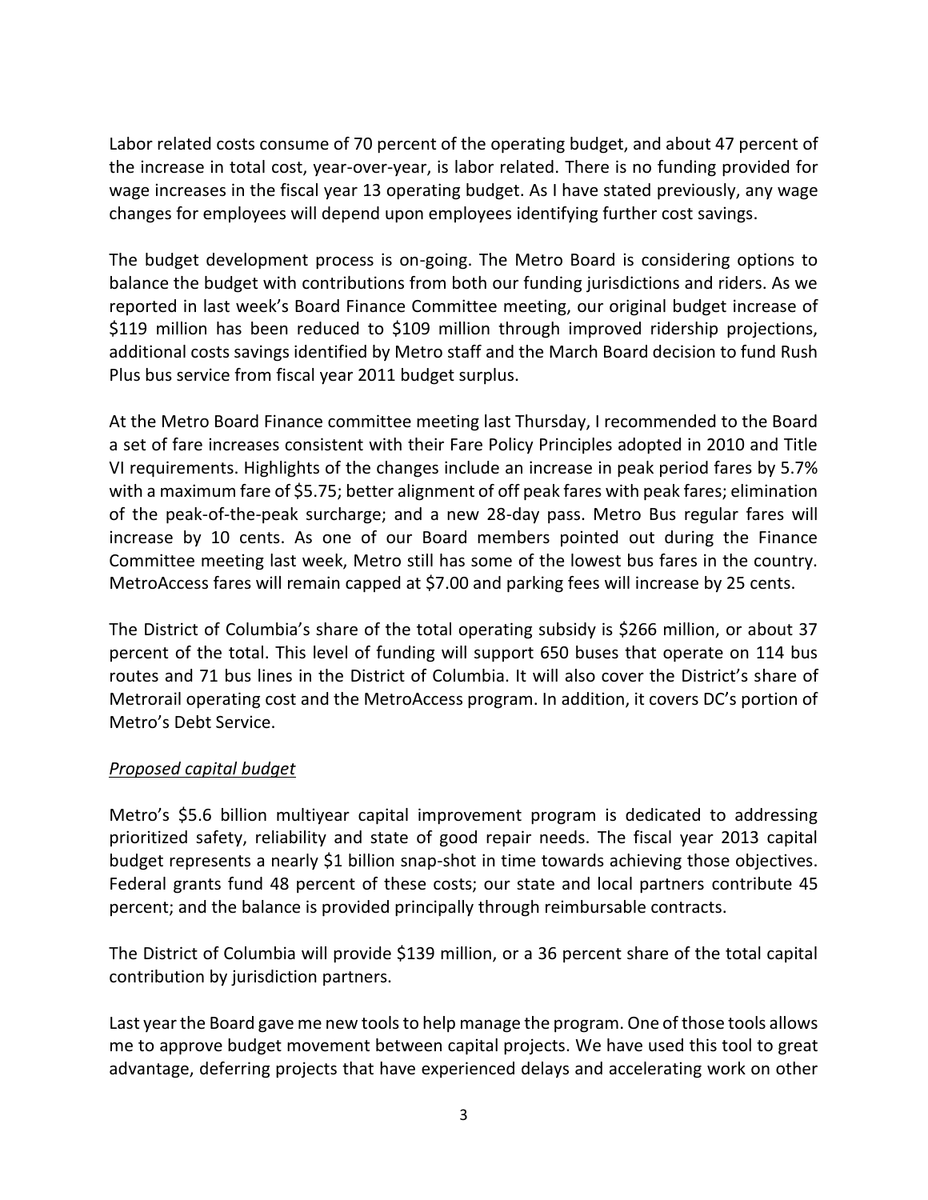Labor related costs consume of 70 percent of the operating budget, and about 47 percent of the increase in total cost, year-over-year, is labor related. There is no funding provided for wage increases in the fiscal year 13 operating budget. As I have stated previously, any wage changes for employees will depend upon employees identifying further cost savings.

The budget development process is on-going. The Metro Board is considering options to balance the budget with contributions from both our funding jurisdictions and riders. As we reported in last week's Board Finance Committee meeting, our original budget increase of $119 million has been reduced to $109 million through improved ridership projections, additional costs savings identified by Metro staff and the March Board decision to fund Rush Plus bus service from fiscal year 2011 budget surplus.

At the Metro Board Finance committee meeting last Thursday, I recommended to the Board a set of fare increases consistent with their Fare Policy Principles adopted in 2010 and Title VI requirements. Highlights of the changes include an increase in peak period fares by 5.7% with a maximum fare of $5.75; better alignment of off peak fares with peak fares; elimination of the peak-of-the-peak surcharge; and a new 28-day pass. Metro Bus regular fares will increase by 10 cents. As one of our Board members pointed out during the Finance Committee meeting last week, Metro still has some of the lowest bus fares in the country. MetroAccess fares will remain capped at $7.00 and parking fees will increase by 25 cents.

The District of Columbia's share of the total operating subsidy is $266 million, or about 37 percent of the total. This level of funding will support 650 buses that operate on 114 bus routes and 71 bus lines in the District of Columbia. It will also cover the District's share of Metrorail operating cost and the MetroAccess program. In addition, it covers DC's portion of Metro's Debt Service.

*Proposed capital budget*

Metro's $5.6 billion multiyear capital improvement program is dedicated to addressing prioritized safety, reliability and state of good repair needs. The fiscal year 2013 capital budget represents a nearly $1 billion snap-shot in time towards achieving those objectives. Federal grants fund 48 percent of these costs; our state and local partners contribute 45 percent; and the balance is provided principally through reimbursable contracts.

The District of Columbia will provide $139 million, or a 36 percent share of the total capital contribution by jurisdiction partners.

Last year the Board gave me new tools to help manage the program. One of those tools allows me to approve budget movement between capital projects. We have used this tool to great advantage, deferring projects that have experienced delays and accelerating work on other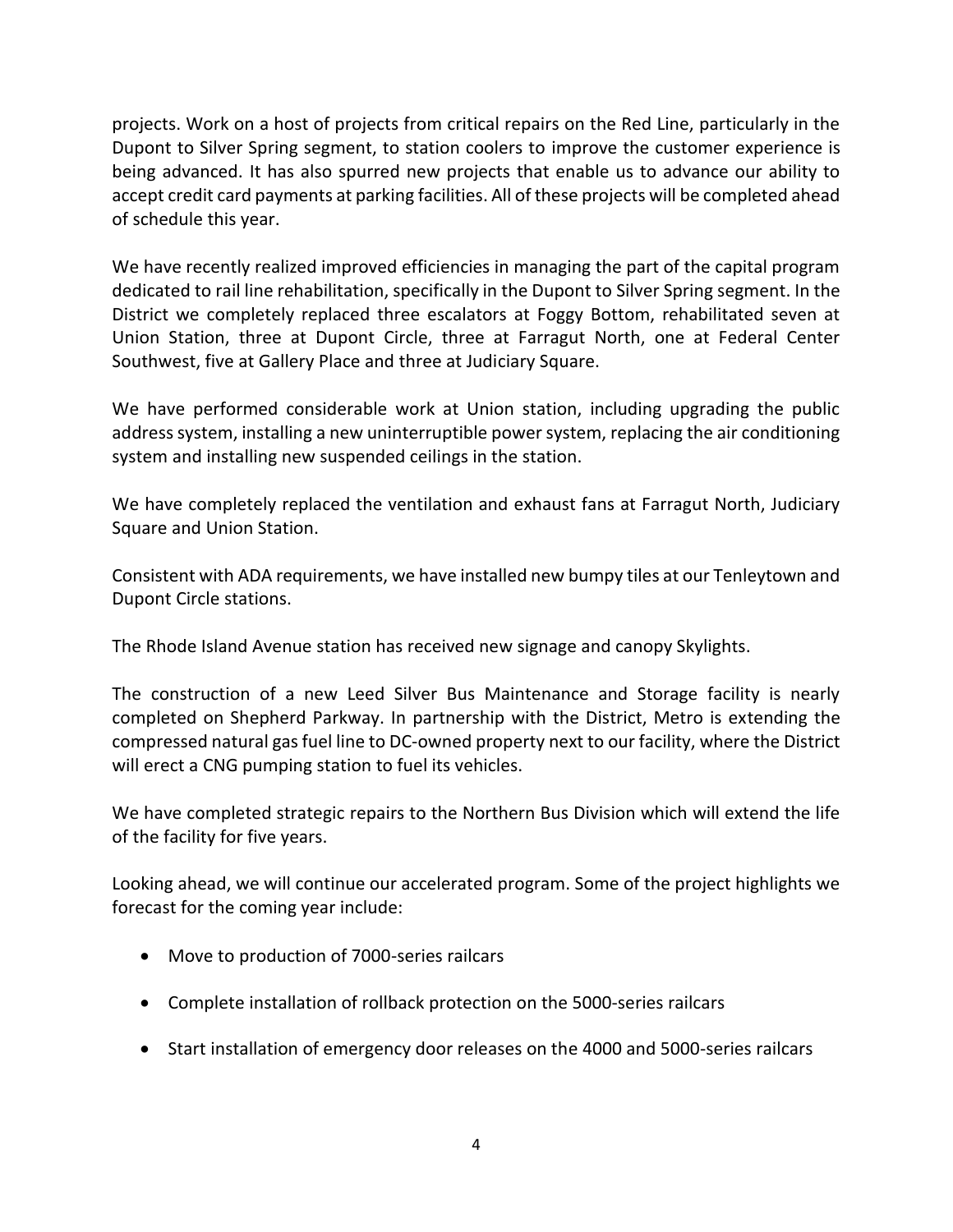projects. Work on a host of projects from critical repairs on the Red Line, particularly in the Dupont to Silver Spring segment, to station coolers to improve the customer experience is being advanced. It has also spurred new projects that enable us to advance our ability to accept credit card payments at parking facilities. All of these projects will be completed ahead of schedule this year.

We have recently realized improved efficiencies in managing the part of the capital program dedicated to rail line rehabilitation, specifically in the Dupont to Silver Spring segment. In the District we completely replaced three escalators at Foggy Bottom, rehabilitated seven at Union Station, three at Dupont Circle, three at Farragut North, one at Federal Center Southwest, five at Gallery Place and three at Judiciary Square.

We have performed considerable work at Union station, including upgrading the public address system, installing a new uninterruptible power system, replacing the air conditioning system and installing new suspended ceilings in the station.

We have completely replaced the ventilation and exhaust fans at Farragut North, Judiciary Square and Union Station.

Consistent with ADA requirements, we have installed new bumpy tiles at our Tenleytown and Dupont Circle stations.

The Rhode Island Avenue station has received new signage and canopy Skylights.

The construction of a new Leed Silver Bus Maintenance and Storage facility is nearly completed on Shepherd Parkway. In partnership with the District, Metro is extending the compressed natural gas fuel line to DC-owned property next to our facility, where the District will erect a CNG pumping station to fuel its vehicles.

We have completed strategic repairs to the Northern Bus Division which will extend the life of the facility for five years.

Looking ahead, we will continue our accelerated program. Some of the project highlights we forecast for the coming year include:

- Move to production of 7000-series railcars
- Complete installation of rollback protection on the 5000-series railcars
- Start installation of emergency door releases on the 4000 and 5000-series railcars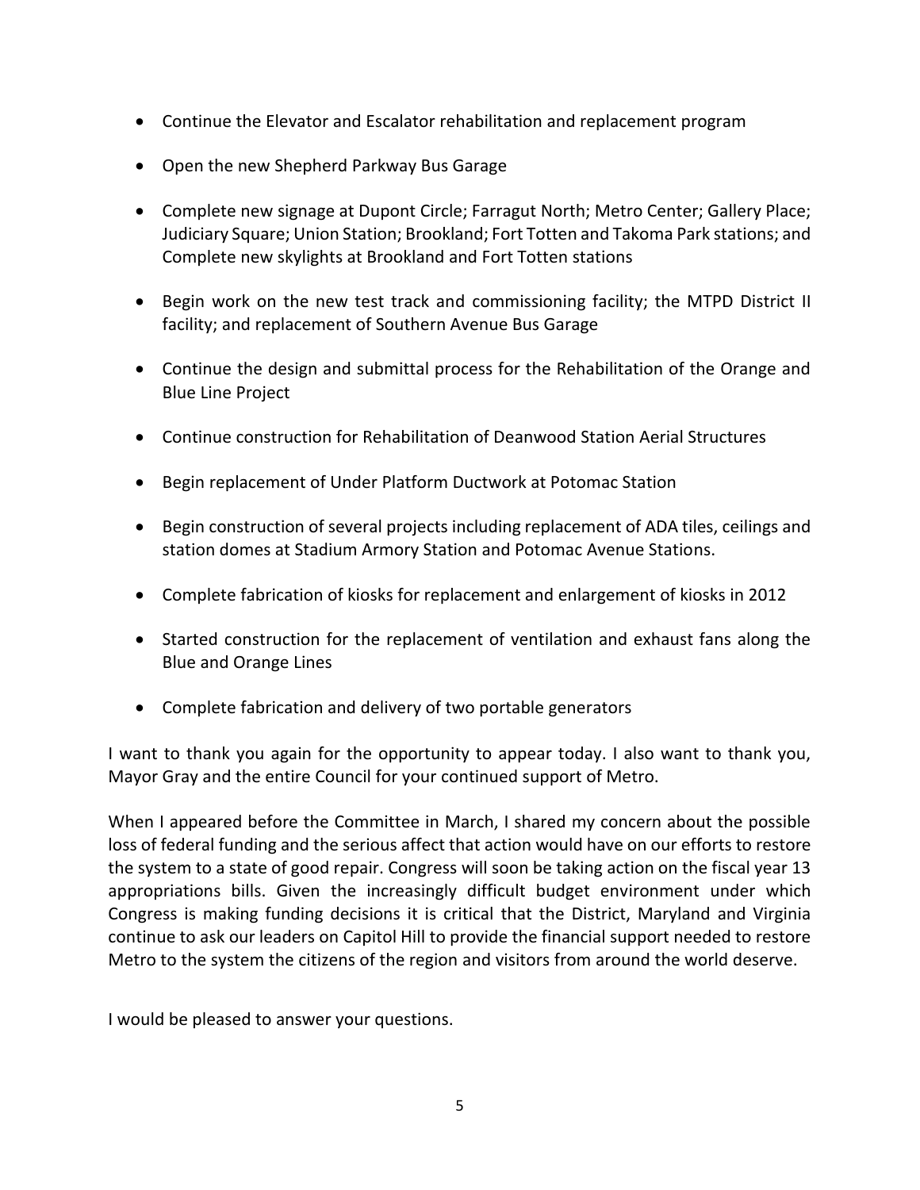- Continue the Elevator and Escalator rehabilitation and replacement program
- Open the new Shepherd Parkway Bus Garage
- Complete new signage at Dupont Circle; Farragut North; Metro Center; Gallery Place; Judiciary Square; Union Station; Brookland; Fort Totten and Takoma Park stations; and Complete new skylights at Brookland and Fort Totten stations
- Begin work on the new test track and commissioning facility; the MTPD District II facility; and replacement of Southern Avenue Bus Garage
- Continue the design and submittal process for the Rehabilitation of the Orange and Blue Line Project
- Continue construction for Rehabilitation of Deanwood Station Aerial Structures
- Begin replacement of Under Platform Ductwork at Potomac Station
- Begin construction of several projects including replacement of ADA tiles, ceilings and station domes at Stadium Armory Station and Potomac Avenue Stations.
- Complete fabrication of kiosks for replacement and enlargement of kiosks in 2012
- Started construction for the replacement of ventilation and exhaust fans along the Blue and Orange Lines
- Complete fabrication and delivery of two portable generators

I want to thank you again for the opportunity to appear today. I also want to thank you, Mayor Gray and the entire Council for your continued support of Metro.

When I appeared before the Committee in March, I shared my concern about the possible loss of federal funding and the serious affect that action would have on our efforts to restore the system to a state of good repair. Congress will soon be taking action on the fiscal year 13 appropriations bills. Given the increasingly difficult budget environment under which Congress is making funding decisions it is critical that the District, Maryland and Virginia continue to ask our leaders on Capitol Hill to provide the financial support needed to restore Metro to the system the citizens of the region and visitors from around the world deserve.

I would be pleased to answer your questions.